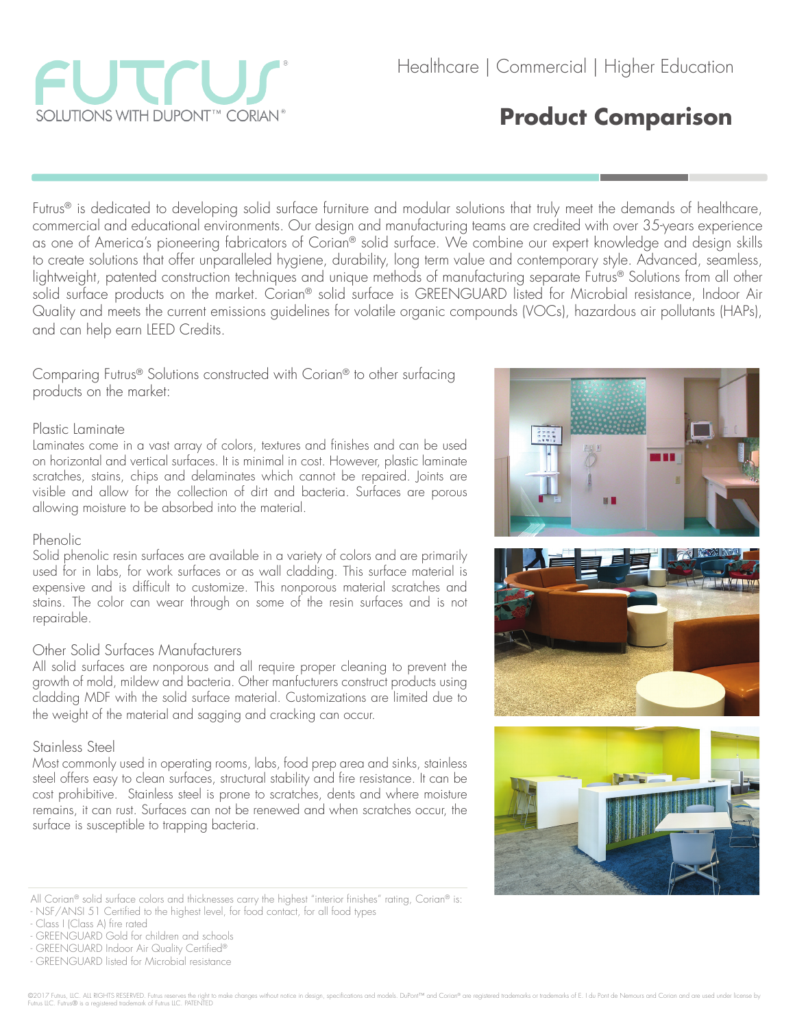FUTRUS®

SOLUTIONS WITH DUPONT™ CORIAN®

Healthcare | Commercial | Higher Education

# Product Comparison

Futrus® is dedicated to developing solid surface furniture and modular solutions that truly meet the demands of healthcare, commercial and educational environments. Our design and manufacturing teams are credited with over 35-years experience as one of America's pioneering fabricators of Corian® solid surface. We combine our expert knowledge and design skills to create solutions that offer unparalleled hygiene, durability, long term value and contemporary style. Advanced, seamless, lightweight, patented construction techniques and unique methods of manufacturing separate Futrus® Solutions from all other solid surface products on the market. Corian® solid surface is GREENGUARD listed for Microbial resistance, Indoor Air Quality and meets the current emissions guidelines for volatile organic compounds (VOCs), hazardous air pollutants (HAPs), and can help earn LEED Credits.

Comparing Futrus® Solutions constructed with Corian® to other surfacing products on the market:

## Plastic Laminate

Laminates come in a vast array of colors, textures and finishes and can be used on horizontal and vertical surfaces. It is minimal in cost. However, plastic laminate scratches, stains, chips and delaminates which cannot be repaired. Joints are visible and allow for the collection of dirt and bacteria. Surfaces are porous allowing moisture to be absorbed into the material.

## Phenolic

Solid phenolic resin surfaces are available in a variety of colors and are primarily used for in labs, for work surfaces or as wall cladding. This surface material is expensive and is difficult to customize. This nonporous material scratches and stains. The color can wear through on some of the resin surfaces and is not repairable.

## Other Solid Surfaces Manufacturers

All solid surfaces are nonporous and all require proper cleaning to prevent the growth of mold, mildew and bacteria. Other manfucturers construct products using cladding MDF with the solid surface material. Customizations are limited due to the weight of the material and sagging and cracking can occur.

## Stainless Steel

Most commonly used in operating rooms, labs, food prep area and sinks, stainless steel offers easy to clean surfaces, structural stability and fire resistance. It can be cost prohibitive. Stainless steel is prone to scratches, dents and where moisture remains, it can rust. Surfaces can not be renewed and when scratches occur, the surface is susceptible to trapping bacteria.

All Corian® solid surface colors and thicknesses carry the highest "interior finishes" rating, Corian® is:

- NSF/ANSI 51 Certified to the highest level, for food contact, for all food types
- Class I (Class A) fire rated
- GREENGUARD Gold for children and schools
- GREENGUARD Indoor Air Quality Certified®
- GREENGUARD listed for Microbial resistance

©2017 Futrus, LLC. ALL RIGHTS RESERVED. Futrus reserves the right to make changes without notice in design, specifications and models. DuPont™ and Corian® are registered trademarks or trademarks of E. I du Pont de Nemours and Corian and are used under license by Futrus LLC. Futrus® is a registered trademark of Futrus LLC. PATENTED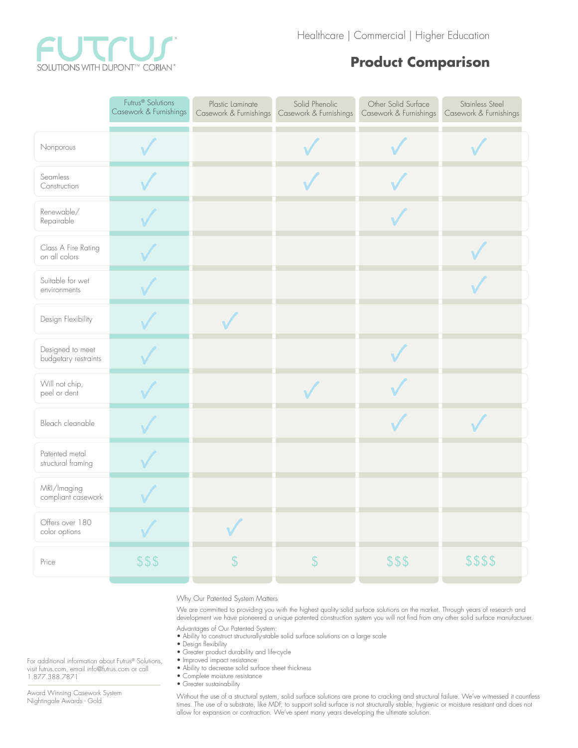FUTRUS SOLUTIONS WITH DUPONT™ CORIAN®

Healthcare | Commercial | Higher Education

# Product Comparison

| | Futrus® Solutions Casework & Furnishings | Plastic Laminate Casework & Furnishings | Solid Phenolic Casework & Furnishings | Other Solid Surface Casework & Furnishings | Stainless Steel Casework & Furnishings |
|---|---|---|---|---|---|
| Nonporous | ✓ | | ✓ | ✓ | ✓ |
| Seamless Construction | ✓ | | ✓ | ✓ | |
| Renewable/ Repairable | ✓ | | | ✓ | |
| Class A Fire Rating on all colors | ✓ | | | | ✓ |
| Suitable for wet environments | ✓ | | | | ✓ |
| Design Flexibility | ✓ | ✓ | | | |
| Designed to meet budgetary restraints | ✓ | | | ✓ | |
| Will not chip, peel or dent | ✓ | | ✓ | ✓ | |
| Bleach cleanable | ✓ | | | ✓ | ✓ |
| Patented metal structural framing | ✓ | | | | |
| MRI/Imaging compliant casework | ✓ | | | | |
| Offers over 180 color options | ✓ | ✓ | | | |
| Price | $$$ | $ | $ | $$$ | $$$$ |

Why Our Patented System Matters

We are committed to providing you with the highest quality solid surface solutions on the market. Through years of research and development we have pioneered a unique patented construction system you will not find from any other solid surface manufacturer.

Advantages of Our Patented System:

- Ability to construct structurally-stable solid surface solutions on a large scale
- Design flexibility
- Greater product durability and life-cycle
- Improved impact resistance
- Ability to decrease solid surface sheet thickness
- Complete moisture resistance
- Greater sustainability

Without the use of a structural system, solid surface solutions are prone to cracking and structural failure. We've witnessed it countless times. The use of a substrate, like MDF, to support solid surface is not structurally stable, hygienic or moisture resistant and does not allow for expansion or contraction. We've spent many years developing the ultimate solution.

For additional information about Futrus® Solutions, visit futrus.com, email info@futrus.com or call 1.877.388.7871

Award Winning Casework System
Nightingale Awards - Gold